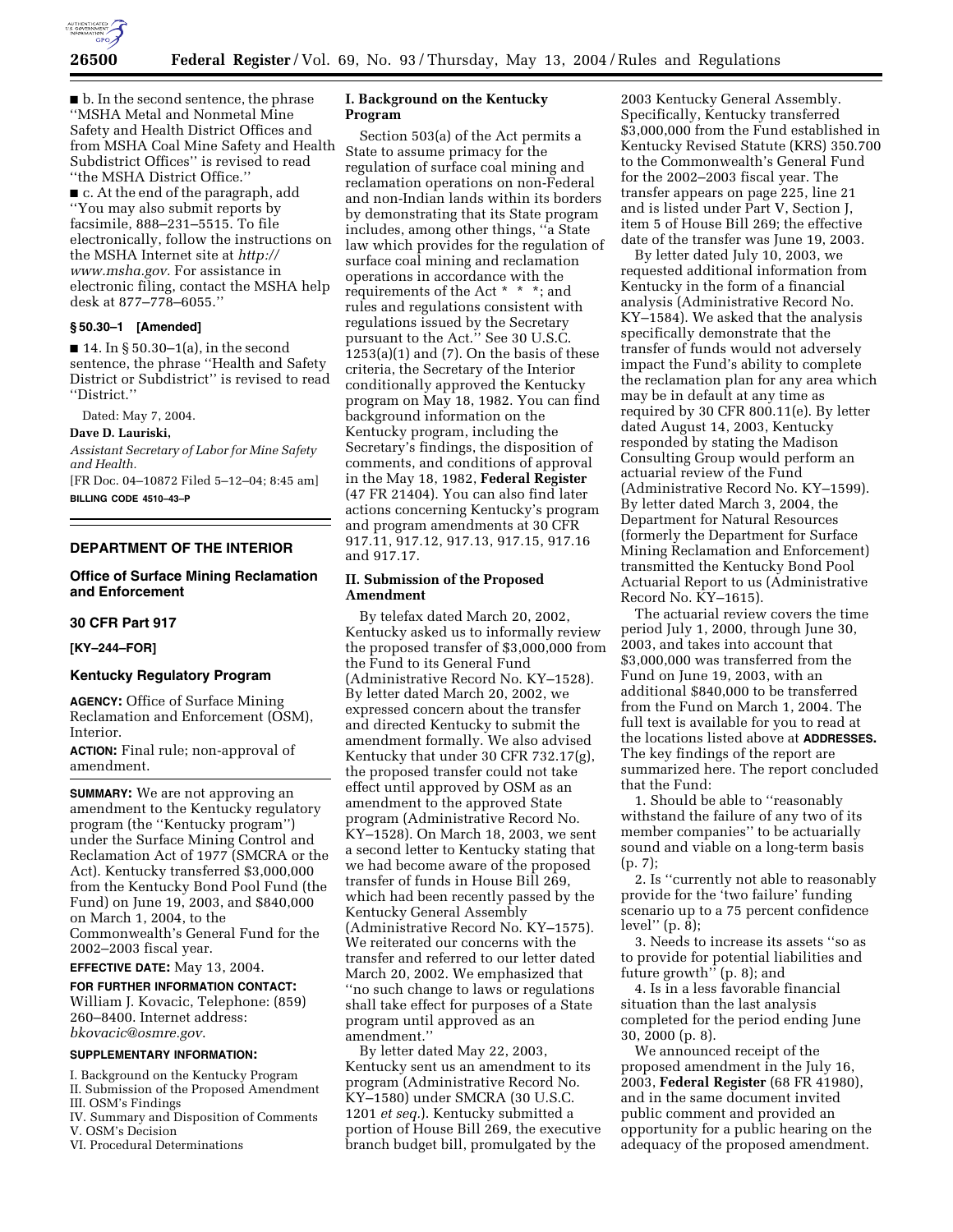■ b. In the second sentence, the phrase ''MSHA Metal and Nonmetal Mine Safety and Health District Offices and from MSHA Coal Mine Safety and Health Subdistrict Offices'' is revised to read ''the MSHA District Office.''

■ c. At the end of the paragraph, add ''You may also submit reports by facsimile, 888–231–5515. To file electronically, follow the instructions on the MSHA Internet site at *http://www.msha.gov*. For assistance in electronic filing, contact the MSHA help desk at 877–778–6055.''

**§ 50.30–1 [Amended]**

■ 14. In § 50.30–1(a), in the second sentence, the phrase ''Health and Safety District or Subdistrict'' is revised to read ''District.''

Dated: May 7, 2004.

**Dave D. Lauriski,**

*Assistant Secretary of Labor for Mine Safety and Health.*

[FR Doc. 04–10872 Filed 5–12–04; 8:45 am]

**BILLING CODE 4510–43–P**

---

## DEPARTMENT OF THE INTERIOR

## Office of Surface Mining Reclamation and Enforcement

## 30 CFR Part 917

**[KY–244–FOR]**

## Kentucky Regulatory Program

**AGENCY:** Office of Surface Mining Reclamation and Enforcement (OSM), Interior.

**ACTION:** Final rule; non-approval of amendment.

**SUMMARY:** We are not approving an amendment to the Kentucky regulatory program (the ''Kentucky program'') under the Surface Mining Control and Reclamation Act of 1977 (SMCRA or the Act). Kentucky transferred $3,000,000 from the Kentucky Bond Pool Fund (the Fund) on June 19, 2003, and $840,000 on March 1, 2004, to the Commonwealth's General Fund for the 2002–2003 fiscal year.

**EFFECTIVE DATE:** May 13, 2004.

**FOR FURTHER INFORMATION CONTACT:** William J. Kovacic, Telephone: (859) 260–8400. Internet address: *bkovacic@osmre.gov*.

**SUPPLEMENTARY INFORMATION:**

I. Background on the Kentucky Program
II. Submission of the Proposed Amendment
III. OSM's Findings
IV. Summary and Disposition of Comments
V. OSM's Decision
VI. Procedural Determinations

### I. Background on the Kentucky Program

Section 503(a) of the Act permits a State to assume primacy for the regulation of surface coal mining and reclamation operations on non-Federal and non-Indian lands within its borders by demonstrating that its State program includes, among other things, ''a State law which provides for the regulation of surface coal mining and reclamation operations in accordance with the requirements of the Act * * *; and rules and regulations consistent with regulations issued by the Secretary pursuant to the Act.'' See 30 U.S.C. 1253(a)(1) and (7). On the basis of these criteria, the Secretary of the Interior conditionally approved the Kentucky program on May 18, 1982. You can find background information on the Kentucky program, including the Secretary's findings, the disposition of comments, and conditions of approval in the May 18, 1982, **Federal Register** (47 FR 21404). You can also find later actions concerning Kentucky's program and program amendments at 30 CFR 917.11, 917.12, 917.13, 917.15, 917.16 and 917.17.

### II. Submission of the Proposed Amendment

By telefax dated March 20, 2002, Kentucky asked us to informally review the proposed transfer of $3,000,000 from the Fund to its General Fund (Administrative Record No. KY–1528). By letter dated March 20, 2002, we expressed concern about the transfer and directed Kentucky to submit the amendment formally. We also advised Kentucky that under 30 CFR 732.17(g), the proposed transfer could not take effect until approved by OSM as an amendment to the approved State program (Administrative Record No. KY–1528). On March 18, 2003, we sent a second letter to Kentucky stating that we had become aware of the proposed transfer of funds in House Bill 269, which had been recently passed by the Kentucky General Assembly (Administrative Record No. KY–1575). We reiterated our concerns with the transfer and referred to our letter dated March 20, 2002. We emphasized that ''no such change to laws or regulations shall take effect for purposes of a State program until approved as an amendment.''

By letter dated May 22, 2003, Kentucky sent us an amendment to its program (Administrative Record No. KY–1580) under SMCRA (30 U.S.C. 1201 *et seq.*). Kentucky submitted a portion of House Bill 269, the executive branch budget bill, promulgated by the 2003 Kentucky General Assembly. Specifically, Kentucky transferred $3,000,000 from the Fund established in Kentucky Revised Statute (KRS) 350.700 to the Commonwealth's General Fund for the 2002–2003 fiscal year. The transfer appears on page 225, line 21 and is listed under Part V, Section J, item 5 of House Bill 269; the effective date of the transfer was June 19, 2003.

By letter dated July 10, 2003, we requested additional information from Kentucky in the form of a financial analysis (Administrative Record No. KY–1584). We asked that the analysis specifically demonstrate that the transfer of funds would not adversely impact the Fund's ability to complete the reclamation plan for any area which may be in default at any time as required by 30 CFR 800.11(e). By letter dated August 14, 2003, Kentucky responded by stating the Madison Consulting Group would perform an actuarial review of the Fund (Administrative Record No. KY–1599). By letter dated March 3, 2004, the Department for Natural Resources (formerly the Department for Surface Mining Reclamation and Enforcement) transmitted the Kentucky Bond Pool Actuarial Report to us (Administrative Record No. KY–1615).

The actuarial review covers the time period July 1, 2000, through June 30, 2003, and takes into account that $3,000,000 was transferred from the Fund on June 19, 2003, with an additional $840,000 to be transferred from the Fund on March 1, 2004. The full text is available for you to read at the locations listed above at **ADDRESSES.** The key findings of the report are summarized here. The report concluded that the Fund:

1. Should be able to ''reasonably withstand the failure of any two of its member companies'' to be actuarially sound and viable on a long-term basis (p. 7);

2. Is ''currently not able to reasonably provide for the 'two failure' funding scenario up to a 75 percent confidence level'' (p. 8);

3. Needs to increase its assets ''so as to provide for potential liabilities and future growth'' (p. 8); and

4. Is in a less favorable financial situation than the last analysis completed for the period ending June 30, 2000 (p. 8).

We announced receipt of the proposed amendment in the July 16, 2003, **Federal Register** (68 FR 41980), and in the same document invited public comment and provided an opportunity for a public hearing on the adequacy of the proposed amendment.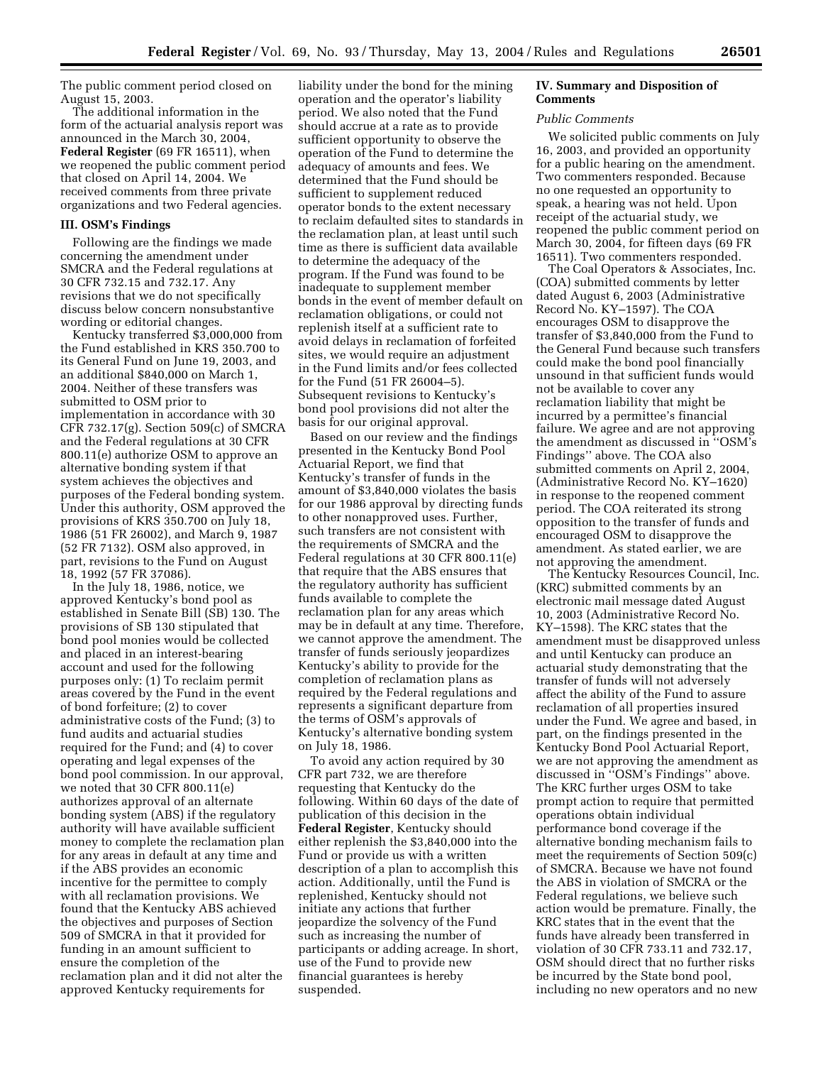The public comment period closed on August 15, 2003.

The additional information in the form of the actuarial analysis report was announced in the March 30, 2004, **Federal Register** (69 FR 16511), when we reopened the public comment period that closed on April 14, 2004. We received comments from three private organizations and two Federal agencies.

## III. OSM's Findings

Following are the findings we made concerning the amendment under SMCRA and the Federal regulations at 30 CFR 732.15 and 732.17. Any revisions that we do not specifically discuss below concern nonsubstantive wording or editorial changes.

Kentucky transferred $3,000,000 from the Fund established in KRS 350.700 to its General Fund on June 19, 2003, and an additional $840,000 on March 1, 2004. Neither of these transfers was submitted to OSM prior to implementation in accordance with 30 CFR 732.17(g). Section 509(c) of SMCRA and the Federal regulations at 30 CFR 800.11(e) authorize OSM to approve an alternative bonding system if that system achieves the objectives and purposes of the Federal bonding system. Under this authority, OSM approved the provisions of KRS 350.700 on July 18, 1986 (51 FR 26002), and March 9, 1987 (52 FR 7132). OSM also approved, in part, revisions to the Fund on August 18, 1992 (57 FR 37086).

In the July 18, 1986, notice, we approved Kentucky's bond pool as established in Senate Bill (SB) 130. The provisions of SB 130 stipulated that bond pool monies would be collected and placed in an interest-bearing account and used for the following purposes only: (1) To reclaim permit areas covered by the Fund in the event of bond forfeiture; (2) to cover administrative costs of the Fund; (3) to fund audits and actuarial studies required for the Fund; and (4) to cover operating and legal expenses of the bond pool commission. In our approval, we noted that 30 CFR 800.11(e) authorizes approval of an alternate bonding system (ABS) if the regulatory authority will have available sufficient money to complete the reclamation plan for any areas in default at any time and if the ABS provides an economic incentive for the permittee to comply with all reclamation provisions. We found that the Kentucky ABS achieved the objectives and purposes of Section 509 of SMCRA in that it provided for funding in an amount sufficient to ensure the completion of the reclamation plan and it did not alter the approved Kentucky requirements for liability under the bond for the mining operation and the operator's liability period. We also noted that the Fund should accrue at a rate as to provide sufficient opportunity to observe the operation of the Fund to determine the adequacy of amounts and fees. We determined that the Fund should be sufficient to supplement reduced operator bonds to the extent necessary to reclaim defaulted sites to standards in the reclamation plan, at least until such time as there is sufficient data available to determine the adequacy of the program. If the Fund was found to be inadequate to supplement member bonds in the event of member default on reclamation obligations, or could not replenish itself at a sufficient rate to avoid delays in reclamation of forfeited sites, we would require an adjustment in the Fund limits and/or fees collected for the Fund (51 FR 26004–5). Subsequent revisions to Kentucky's bond pool provisions did not alter the basis for our original approval.

Based on our review and the findings presented in the Kentucky Bond Pool Actuarial Report, we find that Kentucky's transfer of funds in the amount of $3,840,000 violates the basis for our 1986 approval by directing funds to other nonapproved uses. Further, such transfers are not consistent with the requirements of SMCRA and the Federal regulations at 30 CFR 800.11(e) that require that the ABS ensures that the regulatory authority has sufficient funds available to complete the reclamation plan for any areas which may be in default at any time. Therefore, we cannot approve the amendment. The transfer of funds seriously jeopardizes Kentucky's ability to provide for the completion of reclamation plans as required by the Federal regulations and represents a significant departure from the terms of OSM's approvals of Kentucky's alternative bonding system on July 18, 1986.

To avoid any action required by 30 CFR part 732, we are therefore requesting that Kentucky do the following. Within 60 days of the date of publication of this decision in the **Federal Register**, Kentucky should either replenish the $3,840,000 into the Fund or provide us with a written description of a plan to accomplish this action. Additionally, until the Fund is replenished, Kentucky should not initiate any actions that further jeopardize the solvency of the Fund such as increasing the number of participants or adding acreage. In short, use of the Fund to provide new financial guarantees is hereby suspended.

## IV. Summary and Disposition of Comments

### *Public Comments*

We solicited public comments on July 16, 2003, and provided an opportunity for a public hearing on the amendment. Two commenters responded. Because no one requested an opportunity to speak, a hearing was not held. Upon receipt of the actuarial study, we reopened the public comment period on March 30, 2004, for fifteen days (69 FR 16511). Two commenters responded.

The Coal Operators & Associates, Inc. (COA) submitted comments by letter dated August 6, 2003 (Administrative Record No. KY–1597). The COA encourages OSM to disapprove the transfer of $3,840,000 from the Fund to the General Fund because such transfers could make the bond pool financially unsound in that sufficient funds would not be available to cover any reclamation liability that might be incurred by a permittee's financial failure. We agree and are not approving the amendment as discussed in "OSM's Findings" above. The COA also submitted comments on April 2, 2004, (Administrative Record No. KY–1620) in response to the reopened comment period. The COA reiterated its strong opposition to the transfer of funds and encouraged OSM to disapprove the amendment. As stated earlier, we are not approving the amendment.

The Kentucky Resources Council, Inc. (KRC) submitted comments by an electronic mail message dated August 10, 2003 (Administrative Record No. KY–1598). The KRC states that the amendment must be disapproved unless and until Kentucky can produce an actuarial study demonstrating that the transfer of funds will not adversely affect the ability of the Fund to assure reclamation of all properties insured under the Fund. We agree and based, in part, on the findings presented in the Kentucky Bond Pool Actuarial Report, we are not approving the amendment as discussed in "OSM's Findings" above. The KRC further urges OSM to take prompt action to require that permitted operations obtain individual performance bond coverage if the alternative bonding mechanism fails to meet the requirements of Section 509(c) of SMCRA. Because we have not found the ABS in violation of SMCRA or the Federal regulations, we believe such action would be premature. Finally, the KRC states that in the event that the funds have already been transferred in violation of 30 CFR 733.11 and 732.17, OSM should direct that no further risks be incurred by the State bond pool, including no new operators and no new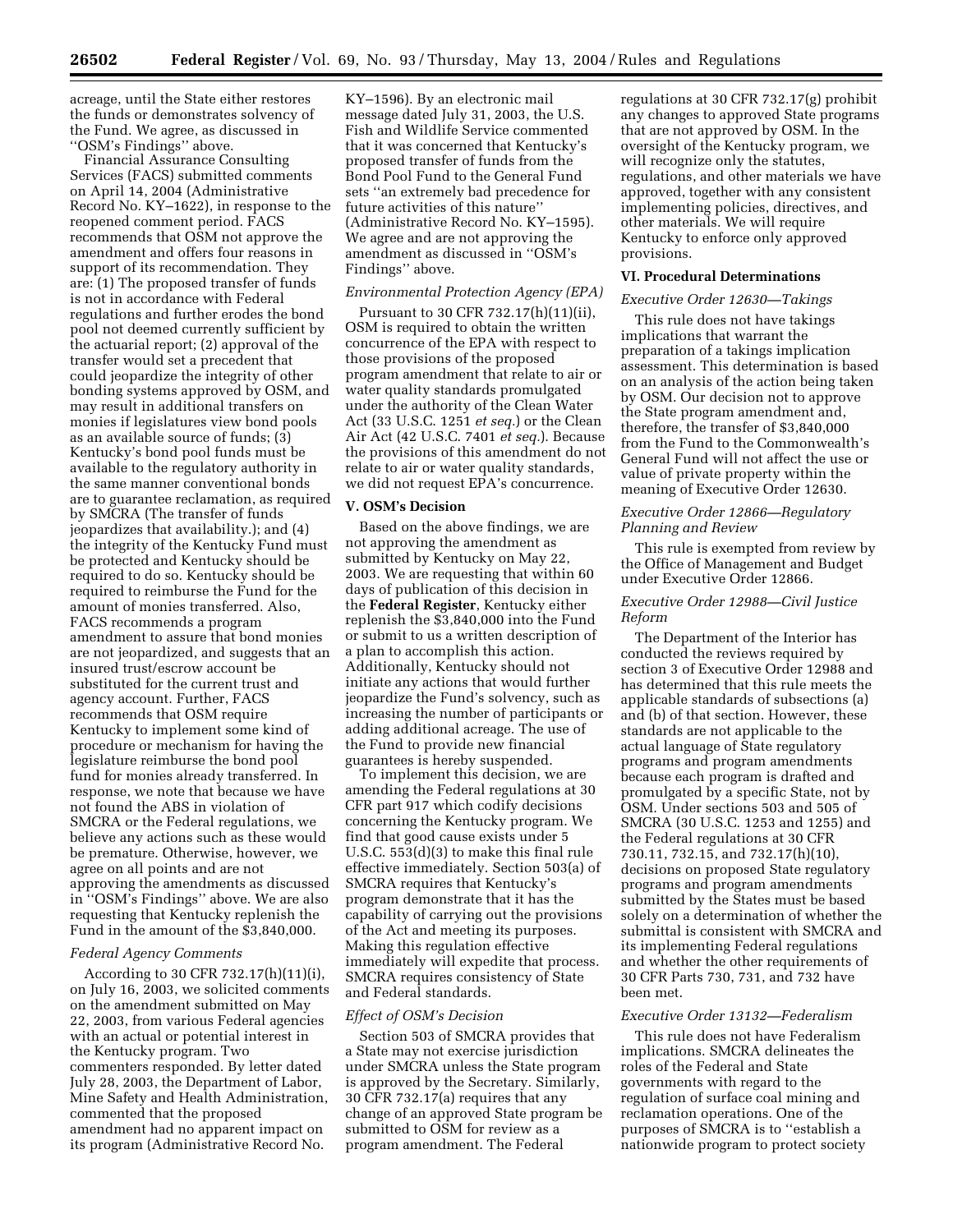acreage, until the State either restores the funds or demonstrates solvency of the Fund. We agree, as discussed in ''OSM's Findings'' above.

Financial Assurance Consulting Services (FACS) submitted comments on April 14, 2004 (Administrative Record No. KY–1622), in response to the reopened comment period. FACS recommends that OSM not approve the amendment and offers four reasons in support of its recommendation. They are: (1) The proposed transfer of funds is not in accordance with Federal regulations and further erodes the bond pool not deemed currently sufficient by the actuarial report; (2) approval of the transfer would set a precedent that could jeopardize the integrity of other bonding systems approved by OSM, and may result in additional transfers on monies if legislatures view bond pools as an available source of funds; (3) Kentucky's bond pool funds must be available to the regulatory authority in the same manner conventional bonds are to guarantee reclamation, as required by SMCRA (The transfer of funds jeopardizes that availability.); and (4) the integrity of the Kentucky Fund must be protected and Kentucky should be required to do so. Kentucky should be required to reimburse the Fund for the amount of monies transferred. Also, FACS recommends a program amendment to assure that bond monies are not jeopardized, and suggests that an insured trust/escrow account be substituted for the current trust and agency account. Further, FACS recommends that OSM require Kentucky to implement some kind of procedure or mechanism for having the legislature reimburse the bond pool fund for monies already transferred. In response, we note that because we have not found the ABS in violation of SMCRA or the Federal regulations, we believe any actions such as these would be premature. Otherwise, however, we agree on all points and are not approving the amendments as discussed in ''OSM's Findings'' above. We are also requesting that Kentucky replenish the Fund in the amount of the $3,840,000.

*Federal Agency Comments*

According to 30 CFR 732.17(h)(11)(i), on July 16, 2003, we solicited comments on the amendment submitted on May 22, 2003, from various Federal agencies with an actual or potential interest in the Kentucky program. Two commenters responded. By letter dated July 28, 2003, the Department of Labor, Mine Safety and Health Administration, commented that the proposed amendment had no apparent impact on its program (Administrative Record No. KY–1596). By an electronic mail message dated July 31, 2003, the U.S. Fish and Wildlife Service commented that it was concerned that Kentucky's proposed transfer of funds from the Bond Pool Fund to the General Fund sets ''an extremely bad precedence for future activities of this nature'' (Administrative Record No. KY–1595). We agree and are not approving the amendment as discussed in ''OSM's Findings'' above.

*Environmental Protection Agency (EPA)*

Pursuant to 30 CFR 732.17(h)(11)(ii), OSM is required to obtain the written concurrence of the EPA with respect to those provisions of the proposed program amendment that relate to air or water quality standards promulgated under the authority of the Clean Water Act (33 U.S.C. 1251 *et seq.*) or the Clean Air Act (42 U.S.C. 7401 *et seq.*). Because the provisions of this amendment do not relate to air or water quality standards, we did not request EPA's concurrence.

### V. OSM's Decision

Based on the above findings, we are not approving the amendment as submitted by Kentucky on May 22, 2003. We are requesting that within 60 days of publication of this decision in the **Federal Register**, Kentucky either replenish the $3,840,000 into the Fund or submit to us a written description of a plan to accomplish this action. Additionally, Kentucky should not initiate any actions that would further jeopardize the Fund's solvency, such as increasing the number of participants or adding additional acreage. The use of the Fund to provide new financial guarantees is hereby suspended.

To implement this decision, we are amending the Federal regulations at 30 CFR part 917 which codify decisions concerning the Kentucky program. We find that good cause exists under 5 U.S.C. 553(d)(3) to make this final rule effective immediately. Section 503(a) of SMCRA requires that Kentucky's program demonstrate that it has the capability of carrying out the provisions of the Act and meeting its purposes. Making this regulation effective immediately will expedite that process. SMCRA requires consistency of State and Federal standards.

*Effect of OSM's Decision*

Section 503 of SMCRA provides that a State may not exercise jurisdiction under SMCRA unless the State program is approved by the Secretary. Similarly, 30 CFR 732.17(a) requires that any change of an approved State program be submitted to OSM for review as a program amendment. The Federal regulations at 30 CFR 732.17(g) prohibit any changes to approved State programs that are not approved by OSM. In the oversight of the Kentucky program, we will recognize only the statutes, regulations, and other materials we have approved, together with any consistent implementing policies, directives, and other materials. We will require Kentucky to enforce only approved provisions.

### VI. Procedural Determinations

*Executive Order 12630—Takings*

This rule does not have takings implications that warrant the preparation of a takings implication assessment. This determination is based on an analysis of the action being taken by OSM. Our decision not to approve the State program amendment and, therefore, the transfer of $3,840,000 from the Fund to the Commonwealth's General Fund will not affect the use or value of private property within the meaning of Executive Order 12630.

*Executive Order 12866—Regulatory Planning and Review*

This rule is exempted from review by the Office of Management and Budget under Executive Order 12866.

*Executive Order 12988—Civil Justice Reform*

The Department of the Interior has conducted the reviews required by section 3 of Executive Order 12988 and has determined that this rule meets the applicable standards of subsections (a) and (b) of that section. However, these standards are not applicable to the actual language of State regulatory programs and program amendments because each program is drafted and promulgated by a specific State, not by OSM. Under sections 503 and 505 of SMCRA (30 U.S.C. 1253 and 1255) and the Federal regulations at 30 CFR 730.11, 732.15, and 732.17(h)(10), decisions on proposed State regulatory programs and program amendments submitted by the States must be based solely on a determination of whether the submittal is consistent with SMCRA and its implementing Federal regulations and whether the other requirements of 30 CFR Parts 730, 731, and 732 have been met.

*Executive Order 13132—Federalism*

This rule does not have Federalism implications. SMCRA delineates the roles of the Federal and State governments with regard to the regulation of surface coal mining and reclamation operations. One of the purposes of SMCRA is to ''establish a nationwide program to protect society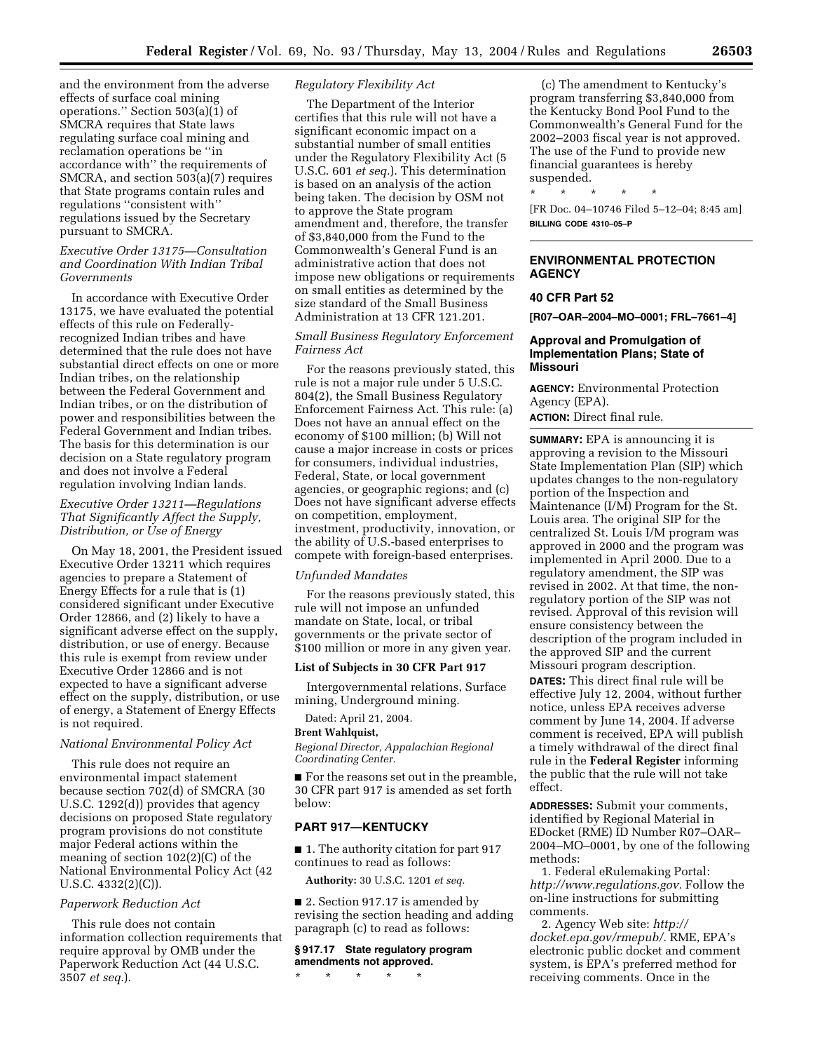and the environment from the adverse effects of surface coal mining operations.'' Section 503(a)(1) of SMCRA requires that State laws regulating surface coal mining and reclamation operations be ''in accordance with'' the requirements of SMCRA, and section 503(a)(7) requires that State programs contain rules and regulations ''consistent with'' regulations issued by the Secretary pursuant to SMCRA.

*Executive Order 13175—Consultation and Coordination With Indian Tribal Governments*

In accordance with Executive Order 13175, we have evaluated the potential effects of this rule on Federally-recognized Indian tribes and have determined that the rule does not have substantial direct effects on one or more Indian tribes, on the relationship between the Federal Government and Indian tribes, or on the distribution of power and responsibilities between the Federal Government and Indian tribes. The basis for this determination is our decision on a State regulatory program and does not involve a Federal regulation involving Indian lands.

*Executive Order 13211—Regulations That Significantly Affect the Supply, Distribution, or Use of Energy*

On May 18, 2001, the President issued Executive Order 13211 which requires agencies to prepare a Statement of Energy Effects for a rule that is (1) considered significant under Executive Order 12866, and (2) likely to have a significant adverse effect on the supply, distribution, or use of energy. Because this rule is exempt from review under Executive Order 12866 and is not expected to have a significant adverse effect on the supply, distribution, or use of energy, a Statement of Energy Effects is not required.

*National Environmental Policy Act*

This rule does not require an environmental impact statement because section 702(d) of SMCRA (30 U.S.C. 1292(d)) provides that agency decisions on proposed State regulatory program provisions do not constitute major Federal actions within the meaning of section 102(2)(C) of the National Environmental Policy Act (42 U.S.C. 4332(2)(C)).

*Paperwork Reduction Act*

This rule does not contain information collection requirements that require approval by OMB under the Paperwork Reduction Act (44 U.S.C. 3507 *et seq.*).

*Regulatory Flexibility Act*

The Department of the Interior certifies that this rule will not have a significant economic impact on a substantial number of small entities under the Regulatory Flexibility Act (5 U.S.C. 601 *et seq.*). This determination is based on an analysis of the action being taken. The decision by OSM not to approve the State program amendment and, therefore, the transfer of $3,840,000 from the Fund to the Commonwealth's General Fund is an administrative action that does not impose new obligations or requirements on small entities as determined by the size standard of the Small Business Administration at 13 CFR 121.201.

*Small Business Regulatory Enforcement Fairness Act*

For the reasons previously stated, this rule is not a major rule under 5 U.S.C. 804(2), the Small Business Regulatory Enforcement Fairness Act. This rule: (a) Does not have an annual effect on the economy of $100 million; (b) Will not cause a major increase in costs or prices for consumers, individual industries, Federal, State, or local government agencies, or geographic regions; and (c) Does not have significant adverse effects on competition, employment, investment, productivity, innovation, or the ability of U.S.-based enterprises to compete with foreign-based enterprises.

*Unfunded Mandates*

For the reasons previously stated, this rule will not impose an unfunded mandate on State, local, or tribal governments or the private sector of $100 million or more in any given year.

**List of Subjects in 30 CFR Part 917**

Intergovernmental relations, Surface mining, Underground mining.

Dated: April 21, 2004.

**Brent Wahlquist,**

*Regional Director, Appalachian Regional Coordinating Center.*

■ For the reasons set out in the preamble, 30 CFR part 917 is amended as set forth below:

## PART 917—KENTUCKY

■ 1. The authority citation for part 917 continues to read as follows:

**Authority:** 30 U.S.C. 1201 *et seq.*

■ 2. Section 917.17 is amended by revising the section heading and adding paragraph (c) to read as follows:

**§ 917.17 State regulatory program amendments not approved.**

\* \* \* \* \*

(c) The amendment to Kentucky's program transferring $3,840,000 from the Kentucky Bond Pool Fund to the Commonwealth's General Fund for the 2002–2003 fiscal year is not approved. The use of the Fund to provide new financial guarantees is hereby suspended.

\* \* \* \* \*

[FR Doc. 04–10746 Filed 5–12–04; 8:45 am]

**BILLING CODE 4310–05–P**

## ENVIRONMENTAL PROTECTION AGENCY

### 40 CFR Part 52

**[R07–OAR–2004–MO–0001; FRL–7661–4]**

### Approval and Promulgation of Implementation Plans; State of Missouri

**AGENCY:** Environmental Protection Agency (EPA).

**ACTION:** Direct final rule.

**SUMMARY:** EPA is announcing it is approving a revision to the Missouri State Implementation Plan (SIP) which updates changes to the non-regulatory portion of the Inspection and Maintenance (I/M) Program for the St. Louis area. The original SIP for the centralized St. Louis I/M program was approved in 2000 and the program was implemented in April 2000. Due to a regulatory amendment, the SIP was revised in 2002. At that time, the non-regulatory portion of the SIP was not revised. Approval of this revision will ensure consistency between the description of the program included in the approved SIP and the current Missouri program description.

**DATES:** This direct final rule will be effective July 12, 2004, without further notice, unless EPA receives adverse comment by June 14, 2004. If adverse comment is received, EPA will publish a timely withdrawal of the direct final rule in the **Federal Register** informing the public that the rule will not take effect.

**ADDRESSES:** Submit your comments, identified by Regional Material in EDocket (RME) ID Number R07–OAR–2004–MO–0001, by one of the following methods:

1. Federal eRulemaking Portal: *http://www.regulations.gov.* Follow the on-line instructions for submitting comments.

2. Agency Web site: *http://docket.epa.gov/rmepub/.* RME, EPA's electronic public docket and comment system, is EPA's preferred method for receiving comments. Once in the